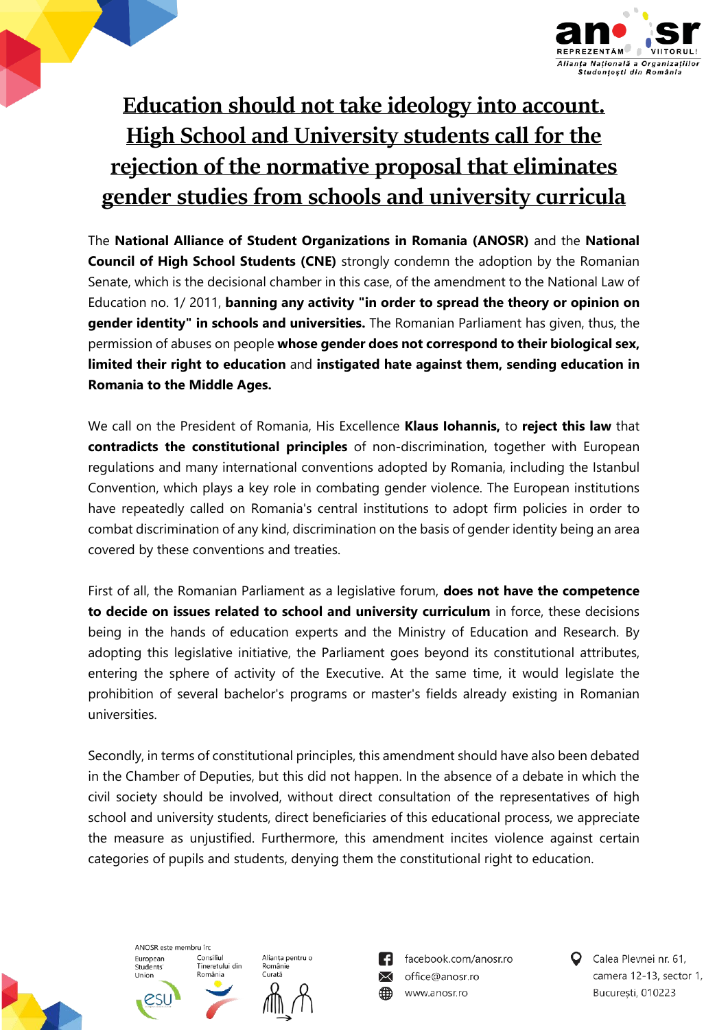# Education should not take ideology into account. High School and University students call for the rejection of the normative proposal that eliminates gender studies from schools and university curricula

The **National Alliance of Student Organizations in Romania (ANOSR)** and the **National Council of High School Students (CNE)** strongly condemn the adoption by the Romanian Senate, which is the decisional chamber in this case, of the amendment to the National Law of Education no. 1/ 2011, **banning any activity "in order to spread the theory or opinion on gender identity" in schools and universities.** The Romanian Parliament has given, thus, the permission of abuses on people **whose gender does not correspond to their biological sex, limited their right to education** and **instigated hate against them, sending education in Romania to the Middle Ages.**

We call on the President of Romania, His Excellence **Klaus Iohannis,** to **reject this law** that **contradicts the constitutional principles** of non-discrimination, together with European regulations and many international conventions adopted by Romania, including the Istanbul Convention, which plays a key role in combating gender violence. The European institutions have repeatedly called on Romania's central institutions to adopt firm policies in order to combat discrimination of any kind, discrimination on the basis of gender identity being an area covered by these conventions and treaties.

First of all, the Romanian Parliament as a legislative forum, **does not have the competence to decide on issues related to school and university curriculum** in force, these decisions being in the hands of education experts and the Ministry of Education and Research. By adopting this legislative initiative, the Parliament goes beyond its constitutional attributes, entering the sphere of activity of the Executive. At the same time, it would legislate the prohibition of several bachelor's programs or master's fields already existing in Romanian universities.

Secondly, in terms of constitutional principles, this amendment should have also been debated in the Chamber of Deputies, but this did not happen. In the absence of a debate in which the civil society should be involved, without direct consultation of the representatives of high school and university students, direct beneficiaries of this educational process, we appreciate the measure as unjustified. Furthermore, this amendment incites violence against certain categories of pupils and students, denying them the constitutional right to education.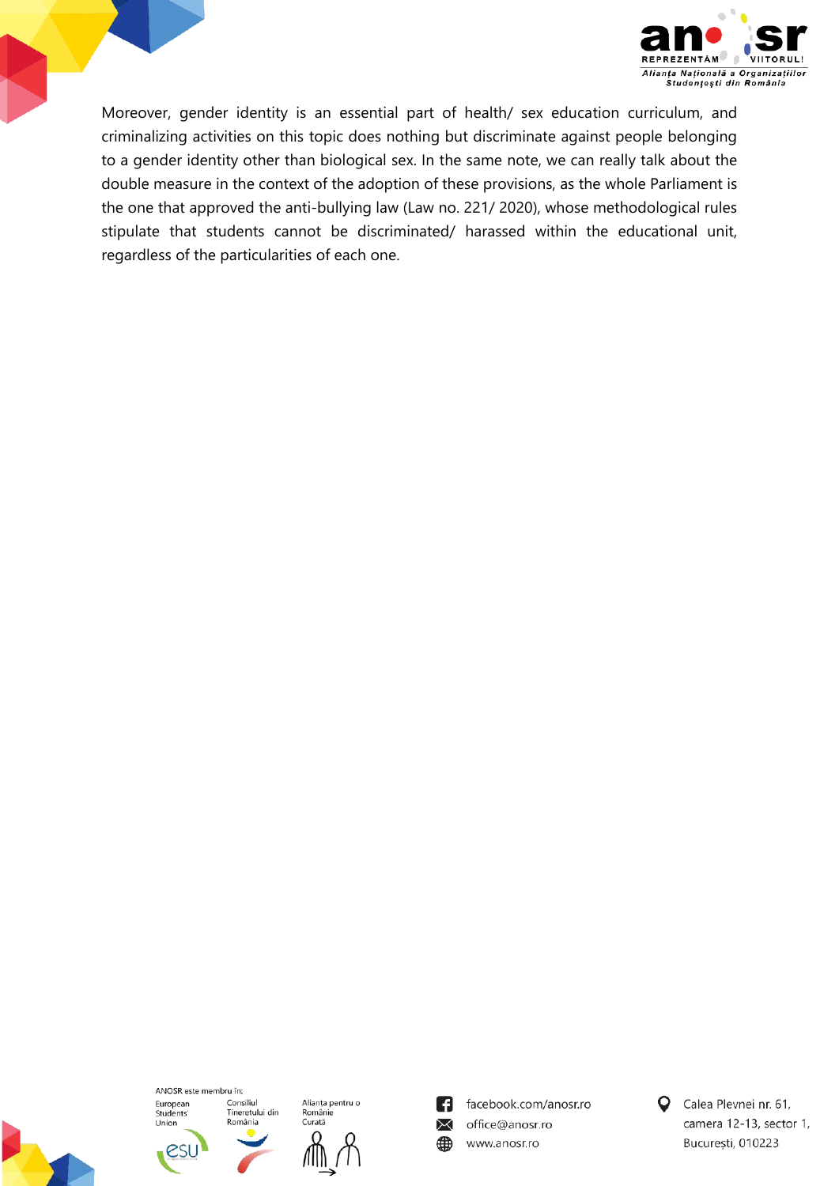Moreover, gender identity is an essential part of health/ sex education curriculum, and criminalizing activities on this topic does nothing but discriminate against people belonging to a gender identity other than biological sex. In the same note, we can really talk about the double measure in the context of the adoption of these provisions, as the whole Parliament is the one that approved the anti-bullying law (Law no. 221/ 2020), whose methodological rules stipulate that students cannot be discriminated/ harassed within the educational unit, regardless of the particularities of each one.